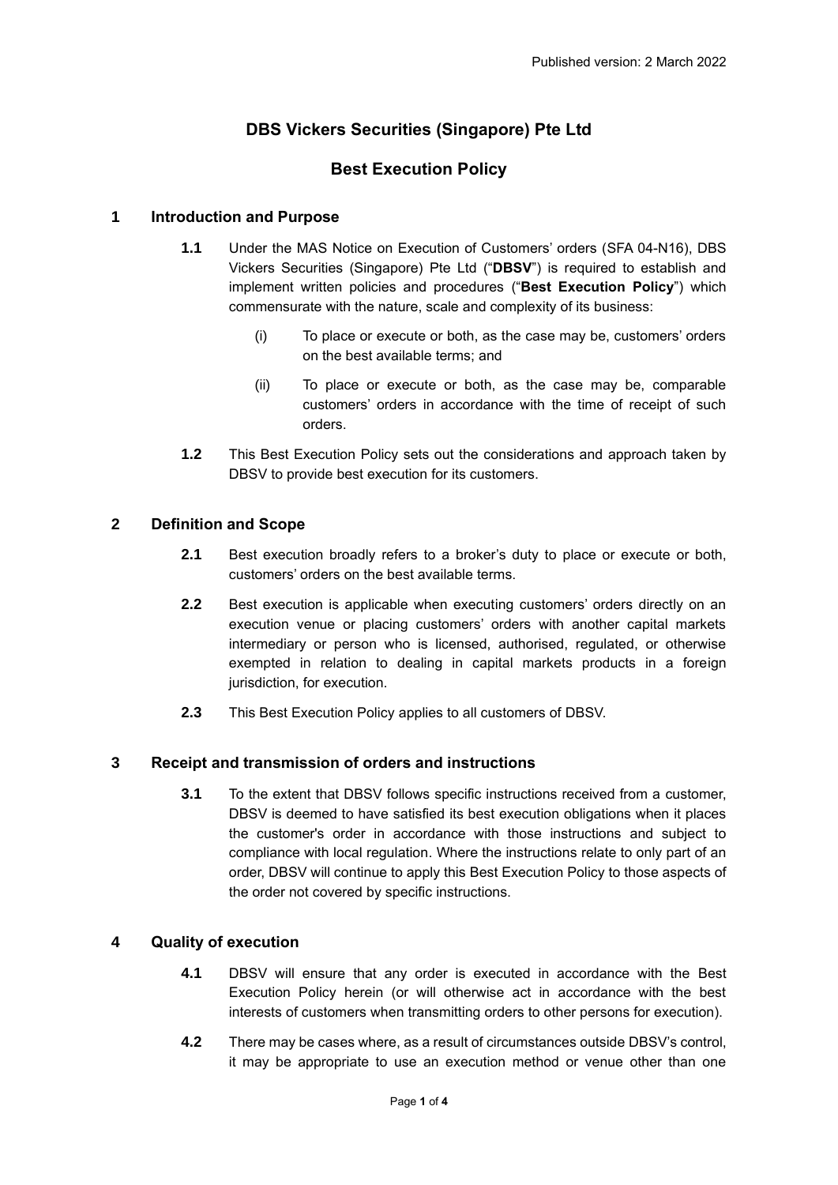Published version: 2 March 2022

# DBS Vickers Securities (Singapore) Pte Ltd

# Best Execution Policy

## 1 Introduction and Purpose

**1.1** Under the MAS Notice on Execution of Customers' orders (SFA 04-N16), DBS Vickers Securities (Singapore) Pte Ltd ("**DBSV**") is required to establish and implement written policies and procedures ("**Best Execution Policy**") which commensurate with the nature, scale and complexity of its business:

(i) To place or execute or both, as the case may be, customers' orders on the best available terms; and

(ii) To place or execute or both, as the case may be, comparable customers' orders in accordance with the time of receipt of such orders.

**1.2** This Best Execution Policy sets out the considerations and approach taken by DBSV to provide best execution for its customers.

## 2 Definition and Scope

**2.1** Best execution broadly refers to a broker's duty to place or execute or both, customers' orders on the best available terms.

**2.2** Best execution is applicable when executing customers' orders directly on an execution venue or placing customers' orders with another capital markets intermediary or person who is licensed, authorised, regulated, or otherwise exempted in relation to dealing in capital markets products in a foreign jurisdiction, for execution.

**2.3** This Best Execution Policy applies to all customers of DBSV.

## 3 Receipt and transmission of orders and instructions

**3.1** To the extent that DBSV follows specific instructions received from a customer, DBSV is deemed to have satisfied its best execution obligations when it places the customer's order in accordance with those instructions and subject to compliance with local regulation. Where the instructions relate to only part of an order, DBSV will continue to apply this Best Execution Policy to those aspects of the order not covered by specific instructions.

## 4 Quality of execution

**4.1** DBSV will ensure that any order is executed in accordance with the Best Execution Policy herein (or will otherwise act in accordance with the best interests of customers when transmitting orders to other persons for execution).

**4.2** There may be cases where, as a result of circumstances outside DBSV's control, it may be appropriate to use an execution method or venue other than one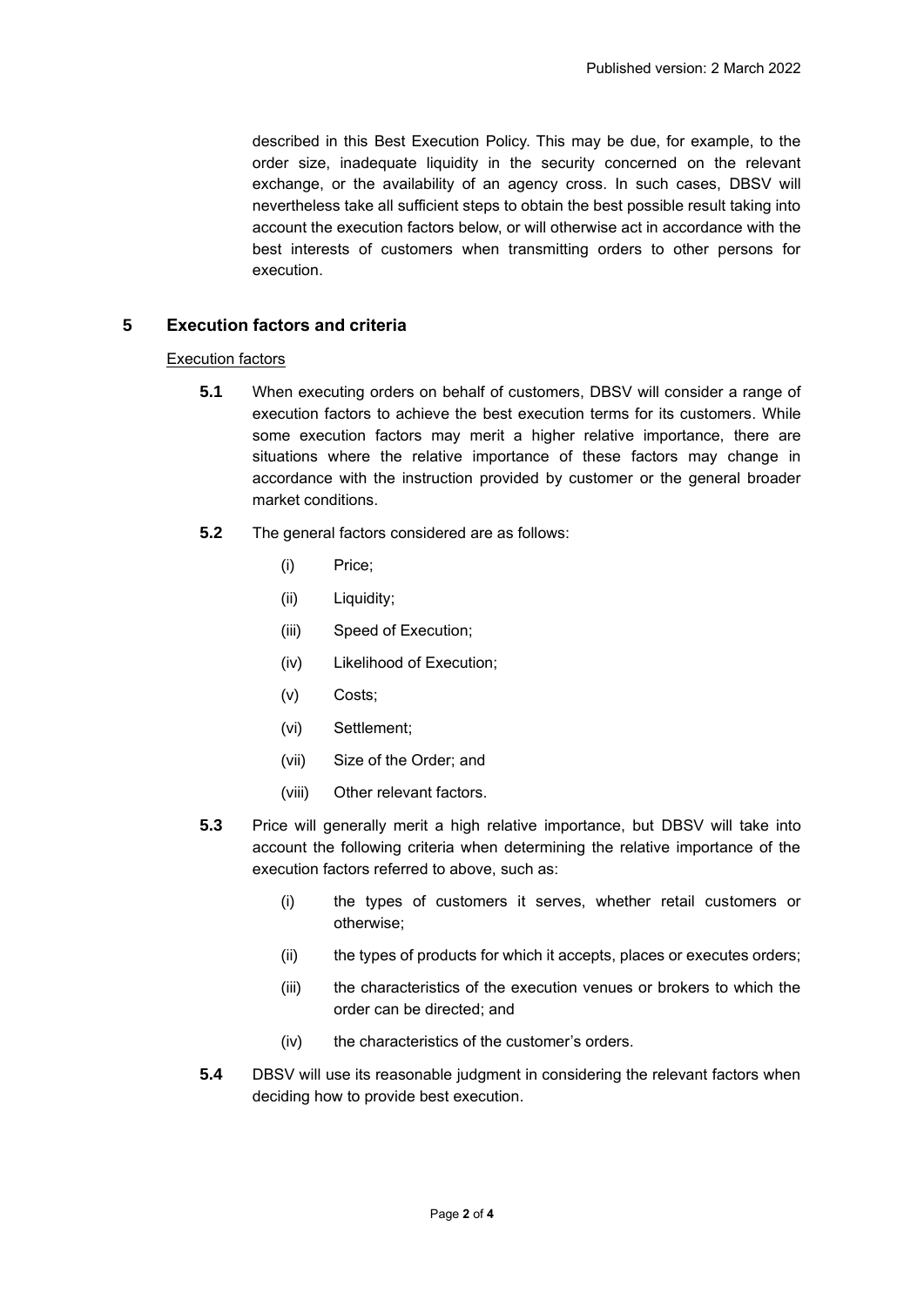described in this Best Execution Policy. This may be due, for example, to the order size, inadequate liquidity in the security concerned on the relevant exchange, or the availability of an agency cross. In such cases, DBSV will nevertheless take all sufficient steps to obtain the best possible result taking into account the execution factors below, or will otherwise act in accordance with the best interests of customers when transmitting orders to other persons for execution.

## 5 Execution factors and criteria

Execution factors

**5.1** When executing orders on behalf of customers, DBSV will consider a range of execution factors to achieve the best execution terms for its customers. While some execution factors may merit a higher relative importance, there are situations where the relative importance of these factors may change in accordance with the instruction provided by customer or the general broader market conditions.

**5.2** The general factors considered are as follows:

(i) Price;

(ii) Liquidity;

(iii) Speed of Execution;

(iv) Likelihood of Execution;

(v) Costs;

(vi) Settlement;

(vii) Size of the Order; and

(viii) Other relevant factors.

**5.3** Price will generally merit a high relative importance, but DBSV will take into account the following criteria when determining the relative importance of the execution factors referred to above, such as:

(i) the types of customers it serves, whether retail customers or otherwise;

(ii) the types of products for which it accepts, places or executes orders;

(iii) the characteristics of the execution venues or brokers to which the order can be directed; and

(iv) the characteristics of the customer's orders.

**5.4** DBSV will use its reasonable judgment in considering the relevant factors when deciding how to provide best execution.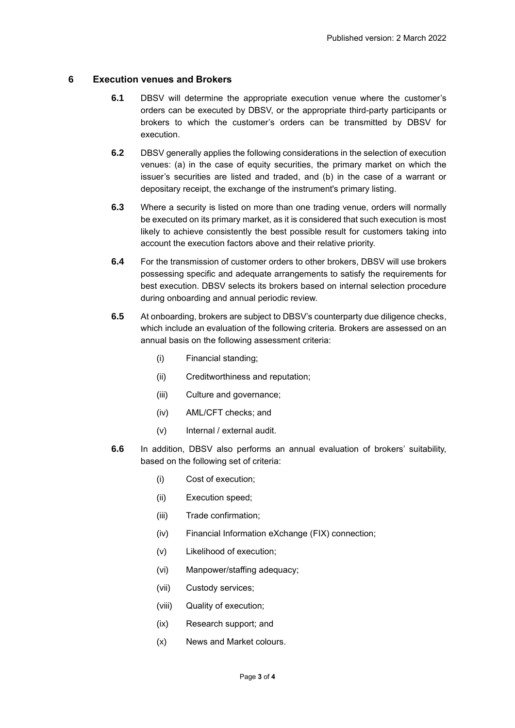## 6 Execution venues and Brokers

**6.1** DBSV will determine the appropriate execution venue where the customer's orders can be executed by DBSV, or the appropriate third-party participants or brokers to which the customer's orders can be transmitted by DBSV for execution.

**6.2** DBSV generally applies the following considerations in the selection of execution venues: (a) in the case of equity securities, the primary market on which the issuer's securities are listed and traded, and (b) in the case of a warrant or depositary receipt, the exchange of the instrument's primary listing.

**6.3** Where a security is listed on more than one trading venue, orders will normally be executed on its primary market, as it is considered that such execution is most likely to achieve consistently the best possible result for customers taking into account the execution factors above and their relative priority.

**6.4** For the transmission of customer orders to other brokers, DBSV will use brokers possessing specific and adequate arrangements to satisfy the requirements for best execution. DBSV selects its brokers based on internal selection procedure during onboarding and annual periodic review.

**6.5** At onboarding, brokers are subject to DBSV's counterparty due diligence checks, which include an evaluation of the following criteria. Brokers are assessed on an annual basis on the following assessment criteria:

- (i) Financial standing;
- (ii) Creditworthiness and reputation;
- (iii) Culture and governance;
- (iv) AML/CFT checks; and
- (v) Internal / external audit.

**6.6** In addition, DBSV also performs an annual evaluation of brokers' suitability, based on the following set of criteria:

- (i) Cost of execution;
- (ii) Execution speed;
- (iii) Trade confirmation;
- (iv) Financial Information eXchange (FIX) connection;
- (v) Likelihood of execution;
- (vi) Manpower/staffing adequacy;
- (vii) Custody services;
- (viii) Quality of execution;
- (ix) Research support; and
- (x) News and Market colours.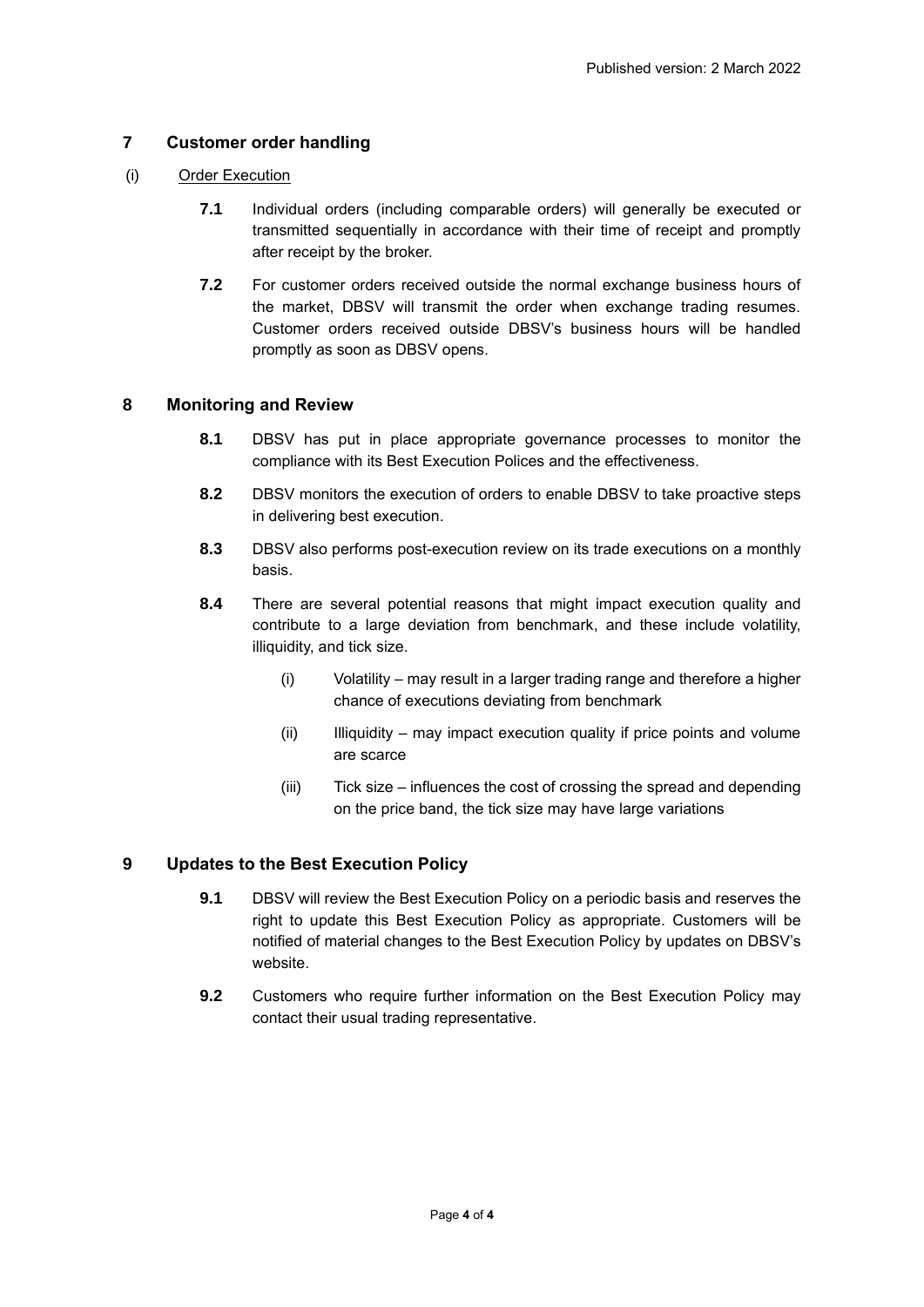## 7 Customer order handling

(i) Order Execution

**7.1** Individual orders (including comparable orders) will generally be executed or transmitted sequentially in accordance with their time of receipt and promptly after receipt by the broker.

**7.2** For customer orders received outside the normal exchange business hours of the market, DBSV will transmit the order when exchange trading resumes. Customer orders received outside DBSV's business hours will be handled promptly as soon as DBSV opens.

## 8 Monitoring and Review

**8.1** DBSV has put in place appropriate governance processes to monitor the compliance with its Best Execution Polices and the effectiveness.

**8.2** DBSV monitors the execution of orders to enable DBSV to take proactive steps in delivering best execution.

**8.3** DBSV also performs post-execution review on its trade executions on a monthly basis.

**8.4** There are several potential reasons that might impact execution quality and contribute to a large deviation from benchmark, and these include volatility, illiquidity, and tick size.

- (i) Volatility – may result in a larger trading range and therefore a higher chance of executions deviating from benchmark
- (ii) Illiquidity – may impact execution quality if price points and volume are scarce
- (iii) Tick size – influences the cost of crossing the spread and depending on the price band, the tick size may have large variations

## 9 Updates to the Best Execution Policy

**9.1** DBSV will review the Best Execution Policy on a periodic basis and reserves the right to update this Best Execution Policy as appropriate. Customers will be notified of material changes to the Best Execution Policy by updates on DBSV's website.

**9.2** Customers who require further information on the Best Execution Policy may contact their usual trading representative.